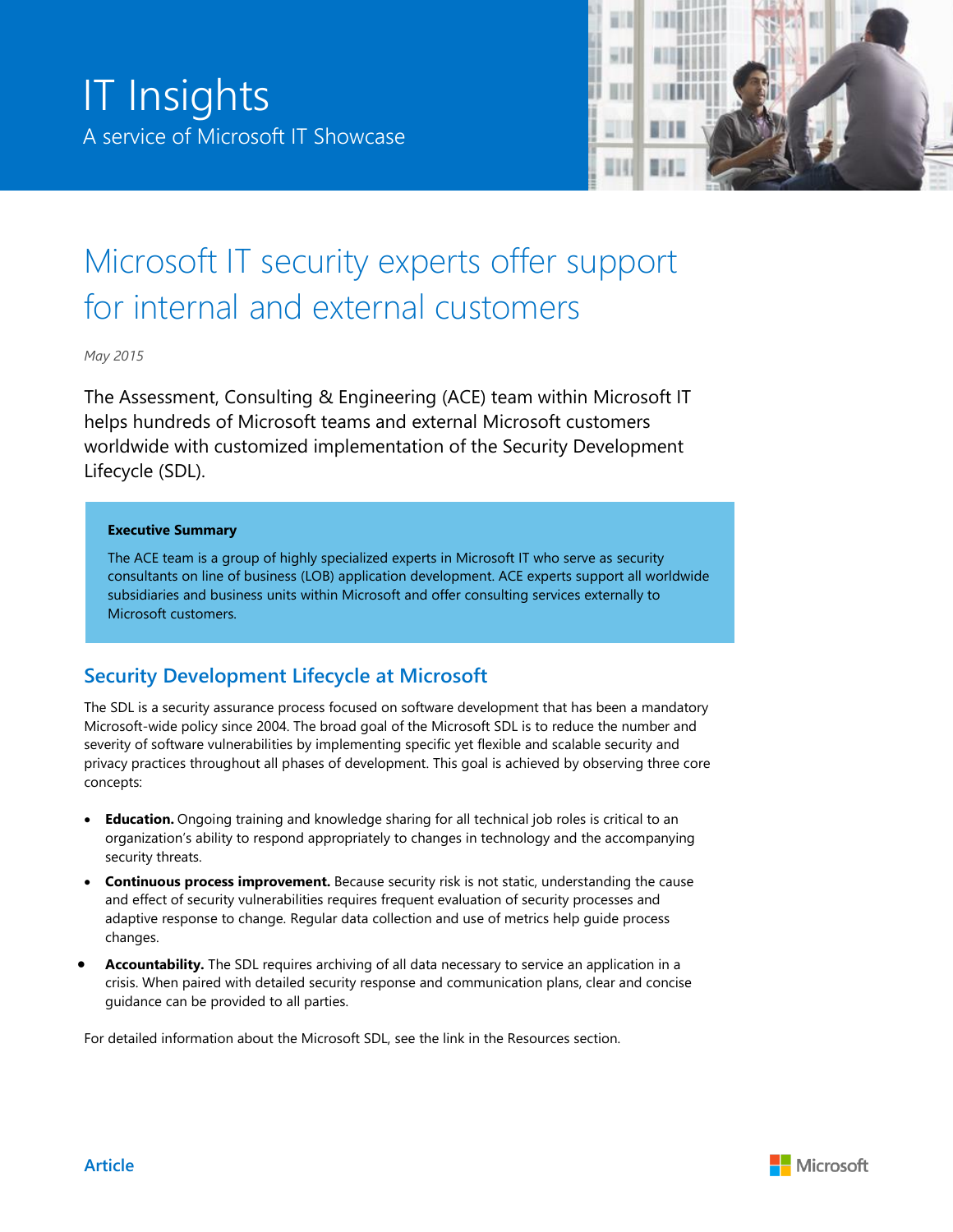IT Insights

A service of Microsoft IT Showcase

# Microsoft IT security experts offer support for internal and external customers

*May 2015*

The Assessment, Consulting & Engineering (ACE) team within Microsoft IT helps hundreds of Microsoft teams and external Microsoft customers worldwide with customized implementation of the Security Development Lifecycle (SDL).

**Executive Summary**

The ACE team is a group of highly specialized experts in Microsoft IT who serve as security consultants on line of business (LOB) application development. ACE experts support all worldwide subsidiaries and business units within Microsoft and offer consulting services externally to Microsoft customers.

## Security Development Lifecycle at Microsoft

The SDL is a security assurance process focused on software development that has been a mandatory Microsoft-wide policy since 2004. The broad goal of the Microsoft SDL is to reduce the number and severity of software vulnerabilities by implementing specific yet flexible and scalable security and privacy practices throughout all phases of development. This goal is achieved by observing three core concepts:

- **Education.** Ongoing training and knowledge sharing for all technical job roles is critical to an organization's ability to respond appropriately to changes in technology and the accompanying security threats.
- **Continuous process improvement.** Because security risk is not static, understanding the cause and effect of security vulnerabilities requires frequent evaluation of security processes and adaptive response to change. Regular data collection and use of metrics help guide process changes.
- **Accountability.** The SDL requires archiving of all data necessary to service an application in a crisis. When paired with detailed security response and communication plans, clear and concise guidance can be provided to all parties.

For detailed information about the Microsoft SDL, see the link in the Resources section.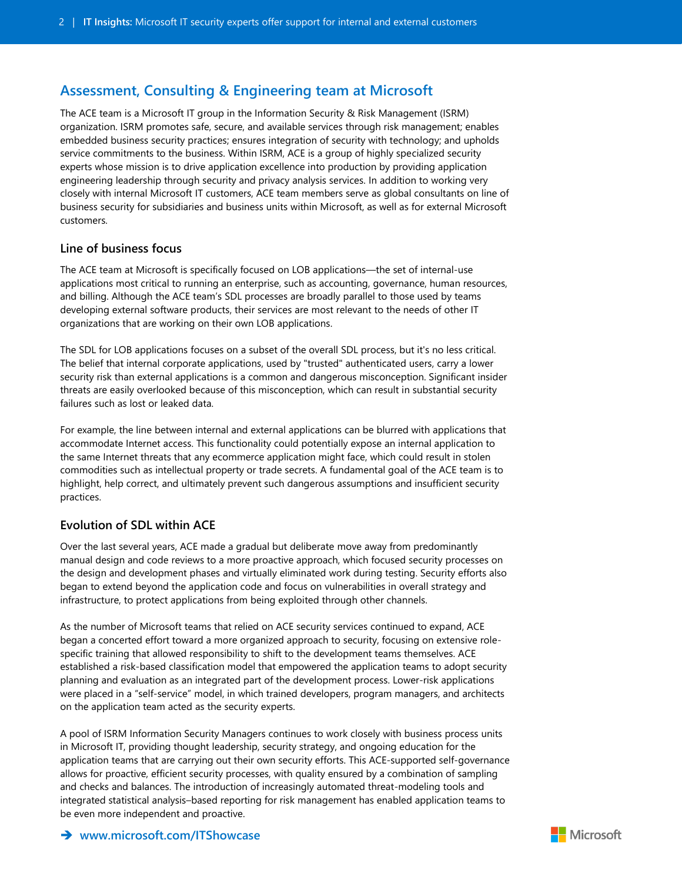## Assessment, Consulting & Engineering team at Microsoft

The ACE team is a Microsoft IT group in the Information Security & Risk Management (ISRM) organization. ISRM promotes safe, secure, and available services through risk management; enables embedded business security practices; ensures integration of security with technology; and upholds service commitments to the business. Within ISRM, ACE is a group of highly specialized security experts whose mission is to drive application excellence into production by providing application engineering leadership through security and privacy analysis services. In addition to working very closely with internal Microsoft IT customers, ACE team members serve as global consultants on line of business security for subsidiaries and business units within Microsoft, as well as for external Microsoft customers.

### Line of business focus

The ACE team at Microsoft is specifically focused on LOB applications—the set of internal-use applications most critical to running an enterprise, such as accounting, governance, human resources, and billing. Although the ACE team's SDL processes are broadly parallel to those used by teams developing external software products, their services are most relevant to the needs of other IT organizations that are working on their own LOB applications.

The SDL for LOB applications focuses on a subset of the overall SDL process, but it's no less critical. The belief that internal corporate applications, used by "trusted" authenticated users, carry a lower security risk than external applications is a common and dangerous misconception. Significant insider threats are easily overlooked because of this misconception, which can result in substantial security failures such as lost or leaked data.

For example, the line between internal and external applications can be blurred with applications that accommodate Internet access. This functionality could potentially expose an internal application to the same Internet threats that any ecommerce application might face, which could result in stolen commodities such as intellectual property or trade secrets. A fundamental goal of the ACE team is to highlight, help correct, and ultimately prevent such dangerous assumptions and insufficient security practices.

### Evolution of SDL within ACE

Over the last several years, ACE made a gradual but deliberate move away from predominantly manual design and code reviews to a more proactive approach, which focused security processes on the design and development phases and virtually eliminated work during testing. Security efforts also began to extend beyond the application code and focus on vulnerabilities in overall strategy and infrastructure, to protect applications from being exploited through other channels.

As the number of Microsoft teams that relied on ACE security services continued to expand, ACE began a concerted effort toward a more organized approach to security, focusing on extensive role-specific training that allowed responsibility to shift to the development teams themselves. ACE established a risk-based classification model that empowered the application teams to adopt security planning and evaluation as an integrated part of the development process. Lower-risk applications were placed in a "self-service" model, in which trained developers, program managers, and architects on the application team acted as the security experts.

A pool of ISRM Information Security Managers continues to work closely with business process units in Microsoft IT, providing thought leadership, security strategy, and ongoing education for the application teams that are carrying out their own security efforts. This ACE-supported self-governance allows for proactive, efficient security processes, with quality ensured by a combination of sampling and checks and balances. The introduction of increasingly automated threat-modeling tools and integrated statistical analysis–based reporting for risk management has enabled application teams to be even more independent and proactive.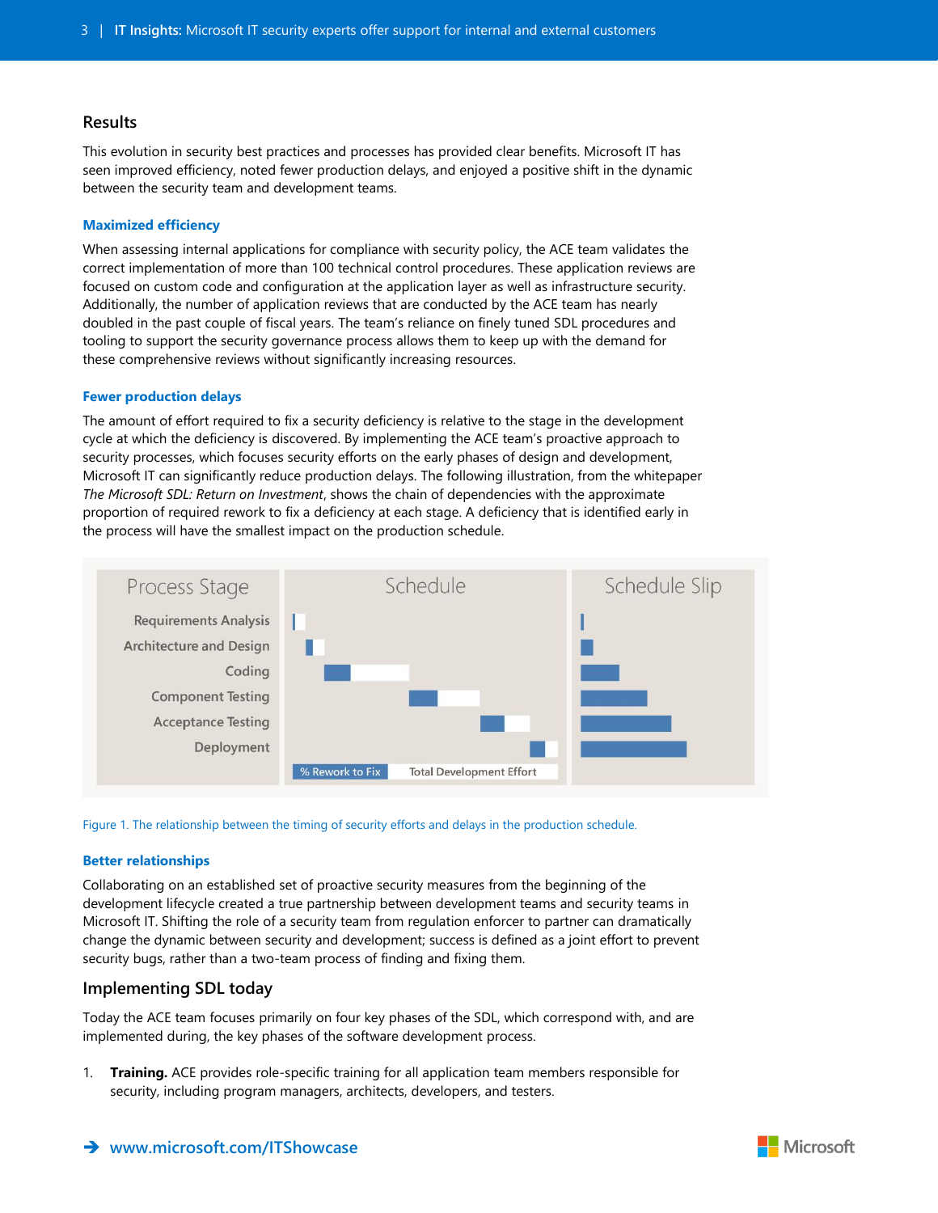## Results

This evolution in security best practices and processes has provided clear benefits. Microsoft IT has seen improved efficiency, noted fewer production delays, and enjoyed a positive shift in the dynamic between the security team and development teams.

### Maximized efficiency

When assessing internal applications for compliance with security policy, the ACE team validates the correct implementation of more than 100 technical control procedures. These application reviews are focused on custom code and configuration at the application layer as well as infrastructure security. Additionally, the number of application reviews that are conducted by the ACE team has nearly doubled in the past couple of fiscal years. The team's reliance on finely tuned SDL procedures and tooling to support the security governance process allows them to keep up with the demand for these comprehensive reviews without significantly increasing resources.

### Fewer production delays

The amount of effort required to fix a security deficiency is relative to the stage in the development cycle at which the deficiency is discovered. By implementing the ACE team's proactive approach to security processes, which focuses security efforts on the early phases of design and development, Microsoft IT can significantly reduce production delays. The following illustration, from the whitepaper *The Microsoft SDL: Return on Investment*, shows the chain of dependencies with the approximate proportion of required rework to fix a deficiency at each stage. A deficiency that is identified early in the process will have the smallest impact on the production schedule.

Process Stage | Schedule | Schedule Slip

Requirements Analysis
Architecture and Design
Coding
Component Testing
Acceptance Testing
Deployment

% Rework to Fix | Total Development Effort

Figure 1. The relationship between the timing of security efforts and delays in the production schedule.

### Better relationships

Collaborating on an established set of proactive security measures from the beginning of the development lifecycle created a true partnership between development teams and security teams in Microsoft IT. Shifting the role of a security team from regulation enforcer to partner can dramatically change the dynamic between security and development; success is defined as a joint effort to prevent security bugs, rather than a two-team process of finding and fixing them.

## Implementing SDL today

Today the ACE team focuses primarily on four key phases of the SDL, which correspond with, and are implemented during, the key phases of the software development process.

1. **Training.** ACE provides role-specific training for all application team members responsible for security, including program managers, architects, developers, and testers.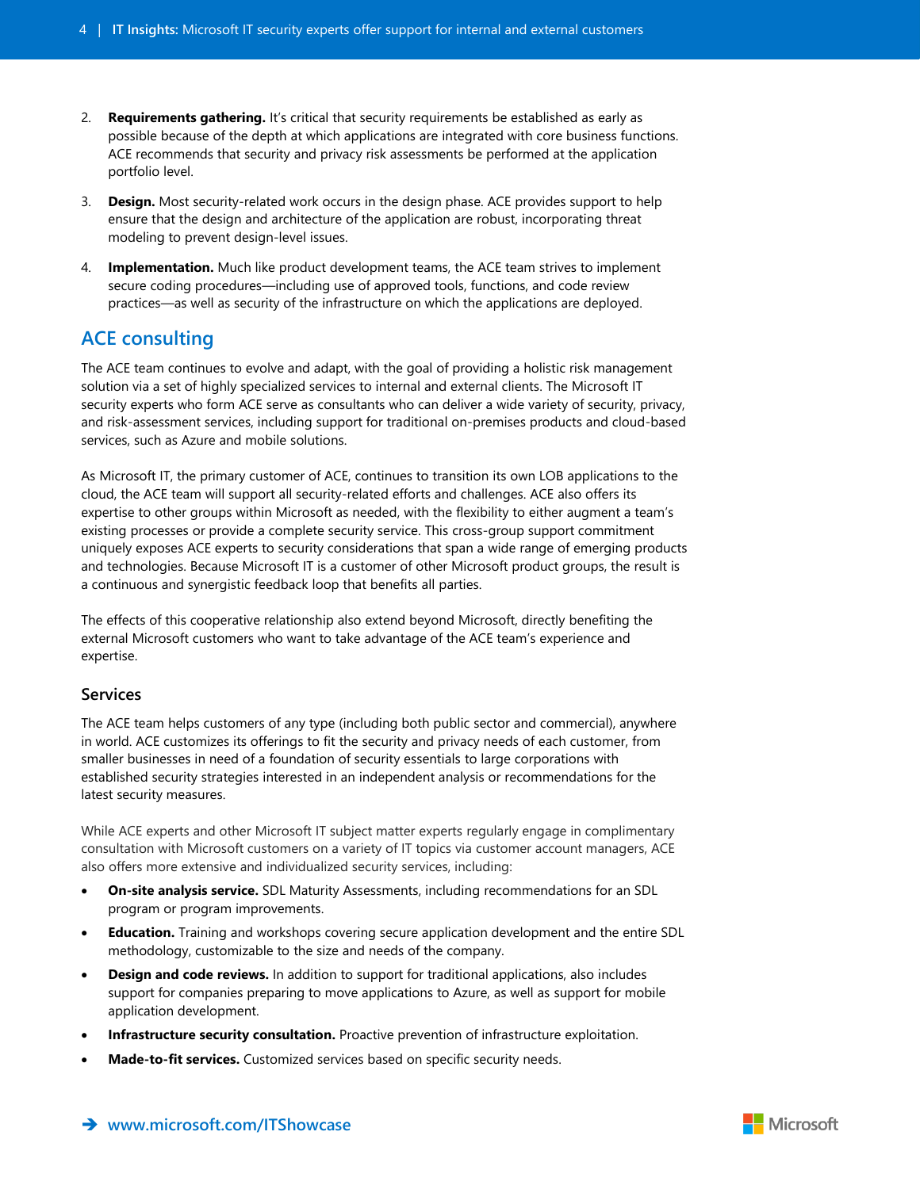2. **Requirements gathering.** It's critical that security requirements be established as early as possible because of the depth at which applications are integrated with core business functions. ACE recommends that security and privacy risk assessments be performed at the application portfolio level.
3. **Design.** Most security-related work occurs in the design phase. ACE provides support to help ensure that the design and architecture of the application are robust, incorporating threat modeling to prevent design-level issues.
4. **Implementation.** Much like product development teams, the ACE team strives to implement secure coding procedures—including use of approved tools, functions, and code review practices—as well as security of the infrastructure on which the applications are deployed.

## ACE consulting

The ACE team continues to evolve and adapt, with the goal of providing a holistic risk management solution via a set of highly specialized services to internal and external clients. The Microsoft IT security experts who form ACE serve as consultants who can deliver a wide variety of security, privacy, and risk-assessment services, including support for traditional on-premises products and cloud-based services, such as Azure and mobile solutions.

As Microsoft IT, the primary customer of ACE, continues to transition its own LOB applications to the cloud, the ACE team will support all security-related efforts and challenges. ACE also offers its expertise to other groups within Microsoft as needed, with the flexibility to either augment a team's existing processes or provide a complete security service. This cross-group support commitment uniquely exposes ACE experts to security considerations that span a wide range of emerging products and technologies. Because Microsoft IT is a customer of other Microsoft product groups, the result is a continuous and synergistic feedback loop that benefits all parties.

The effects of this cooperative relationship also extend beyond Microsoft, directly benefiting the external Microsoft customers who want to take advantage of the ACE team's experience and expertise.

### Services

The ACE team helps customers of any type (including both public sector and commercial), anywhere in world. ACE customizes its offerings to fit the security and privacy needs of each customer, from smaller businesses in need of a foundation of security essentials to large corporations with established security strategies interested in an independent analysis or recommendations for the latest security measures.

While ACE experts and other Microsoft IT subject matter experts regularly engage in complimentary consultation with Microsoft customers on a variety of IT topics via customer account managers, ACE also offers more extensive and individualized security services, including:

- **On-site analysis service.** SDL Maturity Assessments, including recommendations for an SDL program or program improvements.
- **Education.** Training and workshops covering secure application development and the entire SDL methodology, customizable to the size and needs of the company.
- **Design and code reviews.** In addition to support for traditional applications, also includes support for companies preparing to move applications to Azure, as well as support for mobile application development.
- **Infrastructure security consultation.** Proactive prevention of infrastructure exploitation.
- **Made-to-fit services.** Customized services based on specific security needs.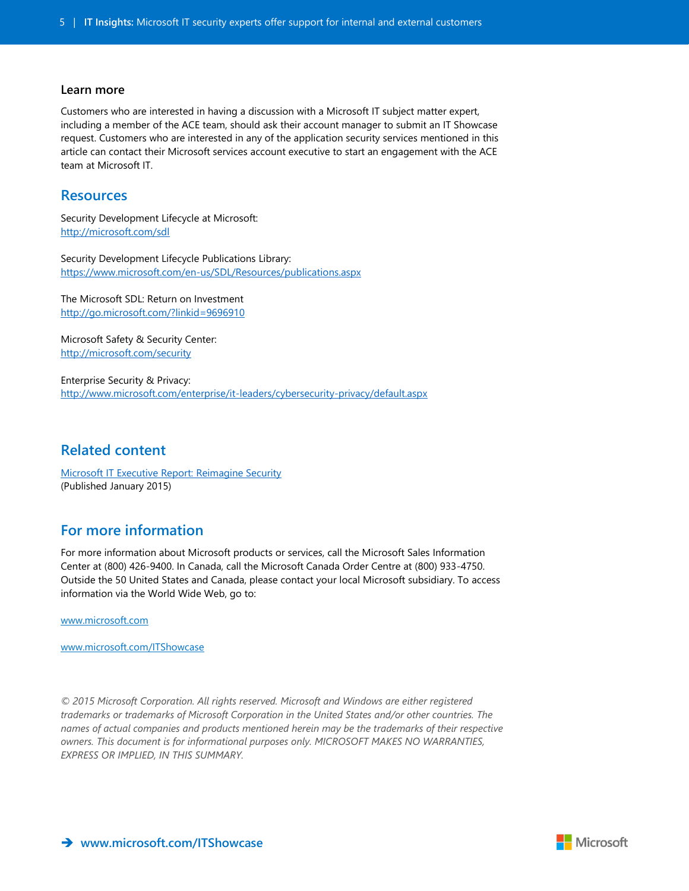### Learn more

Customers who are interested in having a discussion with a Microsoft IT subject matter expert, including a member of the ACE team, should ask their account manager to submit an IT Showcase request. Customers who are interested in any of the application security services mentioned in this article can contact their Microsoft services account executive to start an engagement with the ACE team at Microsoft IT.

## Resources

Security Development Lifecycle at Microsoft:
http://microsoft.com/sdl

Security Development Lifecycle Publications Library:
https://www.microsoft.com/en-us/SDL/Resources/publications.aspx

The Microsoft SDL: Return on Investment
http://go.microsoft.com/?linkid=9696910

Microsoft Safety & Security Center:
http://microsoft.com/security

Enterprise Security & Privacy:
http://www.microsoft.com/enterprise/it-leaders/cybersecurity-privacy/default.aspx

## Related content

Microsoft IT Executive Report: Reimagine Security
(Published January 2015)

## For more information

For more information about Microsoft products or services, call the Microsoft Sales Information Center at (800) 426-9400. In Canada, call the Microsoft Canada Order Centre at (800) 933-4750. Outside the 50 United States and Canada, please contact your local Microsoft subsidiary. To access information via the World Wide Web, go to:

www.microsoft.com

www.microsoft.com/ITShowcase

*© 2015 Microsoft Corporation. All rights reserved. Microsoft and Windows are either registered trademarks or trademarks of Microsoft Corporation in the United States and/or other countries. The names of actual companies and products mentioned herein may be the trademarks of their respective owners. This document is for informational purposes only. MICROSOFT MAKES NO WARRANTIES, EXPRESS OR IMPLIED, IN THIS SUMMARY.*

➔ www.microsoft.com/ITShowcase